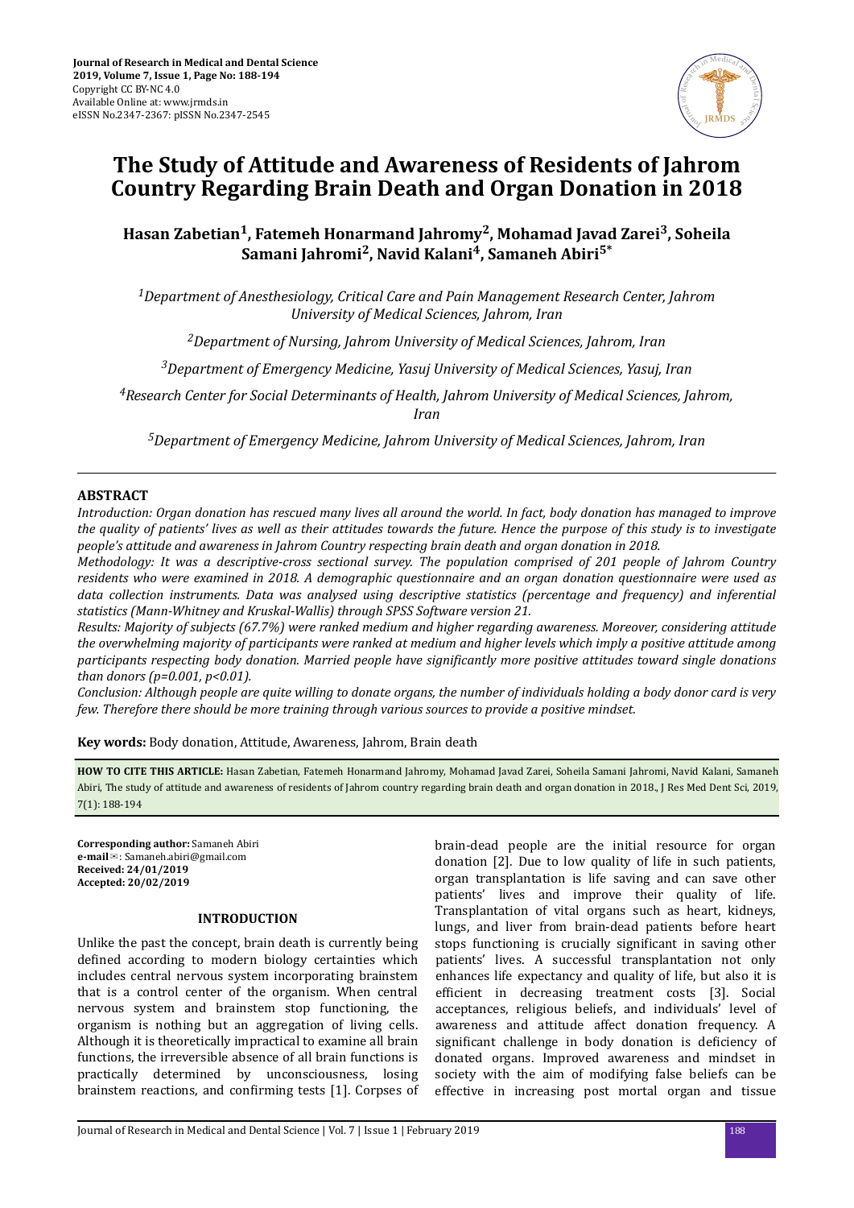Journal of Research in Medical and Dental Science
2019, Volume 7, Issue 1, Page No: 188-194
Copyright CC BY-NC 4.0
Available Online at: www.jrmds.in
eISSN No.2347-2367: pISSN No.2347-2545

# The Study of Attitude and Awareness of Residents of Jahrom Country Regarding Brain Death and Organ Donation in 2018

**Hasan Zabetian[1], Fatemeh Honarmand Jahromy[2], Mohamad Javad Zarei[3], Soheila Samani Jahromi[2], Navid Kalani[4], Samaneh Abiri[5*]**

*[1]Department of Anesthesiology, Critical Care and Pain Management Research Center, Jahrom University of Medical Sciences, Jahrom, Iran*

*[2]Department of Nursing, Jahrom University of Medical Sciences, Jahrom, Iran*

*[3]Department of Emergency Medicine, Yasuj University of Medical Sciences, Yasuj, Iran*

*[4]Research Center for Social Determinants of Health, Jahrom University of Medical Sciences, Jahrom, Iran*

*[5]Department of Emergency Medicine, Jahrom University of Medical Sciences, Jahrom, Iran*

## ABSTRACT

*Introduction: Organ donation has rescued many lives all around the world. In fact, body donation has managed to improve the quality of patients' lives as well as their attitudes towards the future. Hence the purpose of this study is to investigate people's attitude and awareness in Jahrom Country respecting brain death and organ donation in 2018.*

*Methodology: It was a descriptive-cross sectional survey. The population comprised of 201 people of Jahrom Country residents who were examined in 2018. A demographic questionnaire and an organ donation questionnaire were used as data collection instruments. Data was analysed using descriptive statistics (percentage and frequency) and inferential statistics (Mann-Whitney and Kruskal-Wallis) through SPSS Software version 21.*

*Results: Majority of subjects (67.7%) were ranked medium and higher regarding awareness. Moreover, considering attitude the overwhelming majority of participants were ranked at medium and higher levels which imply a positive attitude among participants respecting body donation. Married people have significantly more positive attitudes toward single donations than donors (p=0.001, p<0.01).*

*Conclusion: Although people are quite willing to donate organs, the number of individuals holding a body donor card is very few. Therefore there should be more training through various sources to provide a positive mindset.*

**Key words:** Body donation, Attitude, Awareness, Jahrom, Brain death

**HOW TO CITE THIS ARTICLE:** Hasan Zabetian, Fatemeh Honarmand Jahromy, Mohamad Javad Zarei, Soheila Samani Jahromi, Navid Kalani, Samaneh Abiri, The study of attitude and awareness of residents of Jahrom country regarding brain death and organ donation in 2018., J Res Med Dent Sci, 2019, 7(1): 188-194

**Corresponding author:** Samaneh Abiri
**e-mail**✉: Samaneh.abiri@gmail.com
**Received: 24/01/2019**
**Accepted: 20/02/2019**

## INTRODUCTION

Unlike the past the concept, brain death is currently being defined according to modern biology certainties which includes central nervous system incorporating brainstem that is a control center of the organism. When central nervous system and brainstem stop functioning, the organism is nothing but an aggregation of living cells. Although it is theoretically impractical to examine all brain functions, the irreversible absence of all brain functions is practically determined by unconsciousness, losing brainstem reactions, and confirming tests [1]. Corpses of brain-dead people are the initial resource for organ donation [2]. Due to low quality of life in such patients, organ transplantation is life saving and can save other patients' lives and improve their quality of life. Transplantation of vital organs such as heart, kidneys, lungs, and liver from brain-dead patients before heart stops functioning is crucially significant in saving other patients' lives. A successful transplantation not only enhances life expectancy and quality of life, but also it is efficient in decreasing treatment costs [3]. Social acceptances, religious beliefs, and individuals' level of awareness and attitude affect donation frequency. A significant challenge in body donation is deficiency of donated organs. Improved awareness and mindset in society with the aim of modifying false beliefs can be effective in increasing post mortal organ and tissue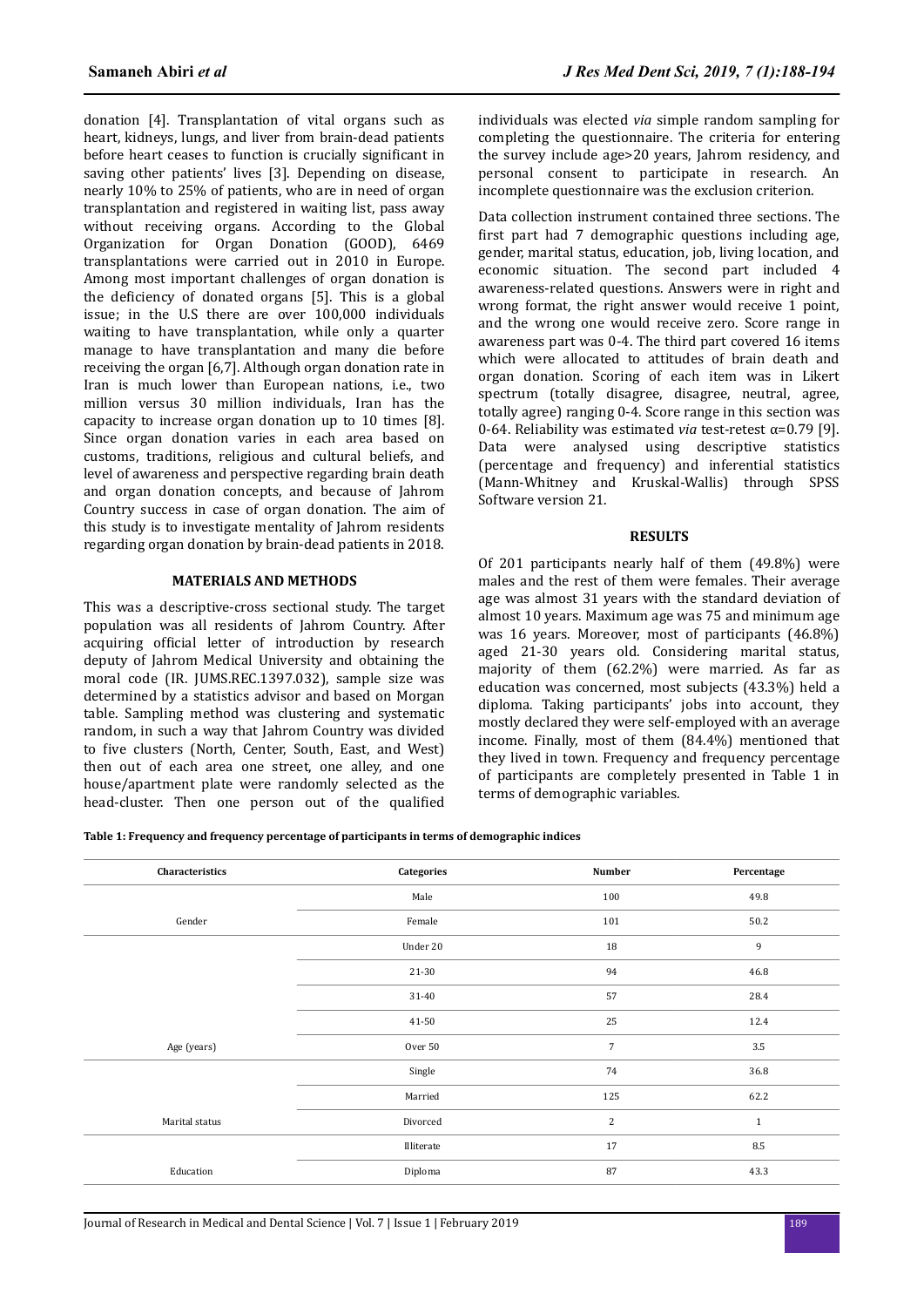donation [4]. Transplantation of vital organs such as heart, kidneys, lungs, and liver from brain-dead patients before heart ceases to function is crucially significant in saving other patients' lives [3]. Depending on disease, nearly 10% to 25% of patients, who are in need of organ transplantation and registered in waiting list, pass away without receiving organs. According to the Global Organization for Organ Donation (GOOD), 6469 transplantations were carried out in 2010 in Europe. Among most important challenges of organ donation is the deficiency of donated organs [5]. This is a global issue; in the U.S there are over 100,000 individuals waiting to have transplantation, while only a quarter manage to have transplantation and many die before receiving the organ [6,7]. Although organ donation rate in Iran is much lower than European nations, i.e., two million versus 30 million individuals, Iran has the capacity to increase organ donation up to 10 times [8]. Since organ donation varies in each area based on customs, traditions, religious and cultural beliefs, and level of awareness and perspective regarding brain death and organ donation concepts, and because of Jahrom Country success in case of organ donation. The aim of this study is to investigate mentality of Jahrom residents regarding organ donation by brain-dead patients in 2018.

## MATERIALS AND METHODS

This was a descriptive-cross sectional study. The target population was all residents of Jahrom Country. After acquiring official letter of introduction by research deputy of Jahrom Medical University and obtaining the moral code (IR. JUMS.REC.1397.032), sample size was determined by a statistics advisor and based on Morgan table. Sampling method was clustering and systematic random, in such a way that Jahrom Country was divided to five clusters (North, Center, South, East, and West) then out of each area one street, one alley, and one house/apartment plate were randomly selected as the head-cluster. Then one person out of the qualified individuals was elected *via* simple random sampling for completing the questionnaire. The criteria for entering the survey include age>20 years, Jahrom residency, and personal consent to participate in research. An incomplete questionnaire was the exclusion criterion.

Data collection instrument contained three sections. The first part had 7 demographic questions including age, gender, marital status, education, job, living location, and economic situation. The second part included 4 awareness-related questions. Answers were in right and wrong format, the right answer would receive 1 point, and the wrong one would receive zero. Score range in awareness part was 0-4. The third part covered 16 items which were allocated to attitudes of brain death and organ donation. Scoring of each item was in Likert spectrum (totally disagree, disagree, neutral, agree, totally agree) ranging 0-4. Score range in this section was 0-64. Reliability was estimated *via* test-retest $\alpha=0.79$ [9]. Data were analysed using descriptive statistics (percentage and frequency) and inferential statistics (Mann-Whitney and Kruskal-Wallis) through SPSS Software version 21.

## RESULTS

Of 201 participants nearly half of them (49.8%) were males and the rest of them were females. Their average age was almost 31 years with the standard deviation of almost 10 years. Maximum age was 75 and minimum age was 16 years. Moreover, most of participants (46.8%) aged 21-30 years old. Considering marital status, majority of them (62.2%) were married. As far as education was concerned, most subjects (43.3%) held a diploma. Taking participants' jobs into account, they mostly declared they were self-employed with an average income. Finally, most of them (84.4%) mentioned that they lived in town. Frequency and frequency percentage of participants are completely presented in Table 1 in terms of demographic variables.

**Table 1: Frequency and frequency percentage of participants in terms of demographic indices**

| Characteristics | Categories | Number | Percentage |
|---|---|---|---|
| Gender | Male | 100 | 49.8 |
| | Female | 101 | 50.2 |
| Age (years) | Under 20 | 18 | 9 |
| | 21-30 | 94 | 46.8 |
| | 31-40 | 57 | 28.4 |
| | 41-50 | 25 | 12.4 |
| | Over 50 | 7 | 3.5 |
| Marital status | Single | 74 | 36.8 |
| | Married | 125 | 62.2 |
| | Divorced | 2 | 1 |
| Education | Illiterate | 17 | 8.5 |
| | Diploma | 87 | 43.3 |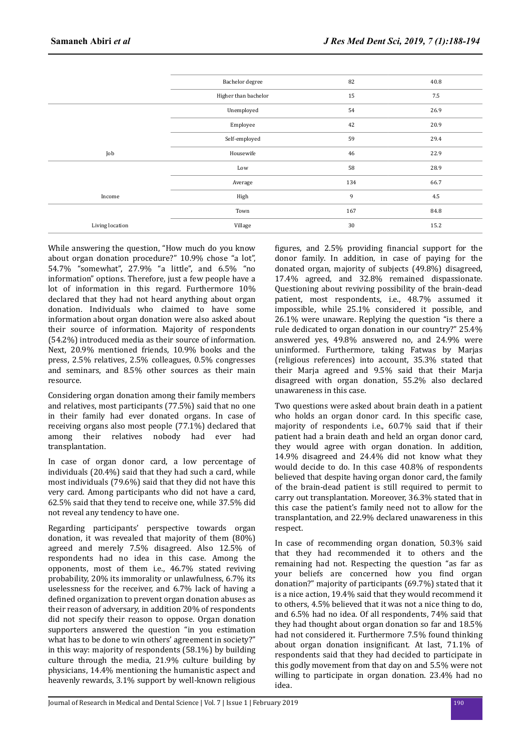| | | | |
|---|---|---|---|
| | Bachelor degree | 82 | 40.8 |
| | Higher than bachelor | 15 | 7.5 |
| | Unemployed | 54 | 26.9 |
| | Employee | 42 | 20.9 |
| | Self-employed | 59 | 29.4 |
| Job | Housewife | 46 | 22.9 |
| | Low | 58 | 28.9 |
| | Average | 134 | 66.7 |
| Income | High | 9 | 4.5 |
| | Town | 167 | 84.8 |
| Living location | Village | 30 | 15.2 |

While answering the question, "How much do you know about organ donation procedure?" 10.9% chose "a lot", 54.7% "somewhat", 27.9% "a little", and 6.5% "no information" options. Therefore, just a few people have a lot of information in this regard. Furthermore 10% declared that they had not heard anything about organ donation. Individuals who claimed to have some information about organ donation were also asked about their source of information. Majority of respondents (54.2%) introduced media as their source of information. Next, 20.9% mentioned friends, 10.9% books and the press, 2.5% relatives, 2.5% colleagues, 0.5% congresses and seminars, and 8.5% other sources as their main resource.

Considering organ donation among their family members and relatives, most participants (77.5%) said that no one in their family had ever donated organs. In case of receiving organs also most people (77.1%) declared that among their relatives nobody had ever had transplantation.

In case of organ donor card, a low percentage of individuals (20.4%) said that they had such a card, while most individuals (79.6%) said that they did not have this very card. Among participants who did not have a card, 62.5% said that they tend to receive one, while 37.5% did not reveal any tendency to have one.

Regarding participants' perspective towards organ donation, it was revealed that majority of them (80%) agreed and merely 7.5% disagreed. Also 12.5% of respondents had no idea in this case. Among the opponents, most of them i.e., 46.7% stated reviving probability, 20% its immorality or unlawfulness, 6.7% its uselessness for the receiver, and 6.7% lack of having a defined organization to prevent organ donation abuses as their reason of adversary, in addition 20% of respondents did not specify their reason to oppose. Organ donation supporters answered the question "in you estimation what has to be done to win others' agreement in society?" in this way: majority of respondents (58.1%) by building culture through the media, 21.9% culture building by physicians, 14.4% mentioning the humanistic aspect and heavenly rewards, 3.1% support by well-known religious figures, and 2.5% providing financial support for the donor family. In addition, in case of paying for the donated organ, majority of subjects (49.8%) disagreed, 17.4% agreed, and 32.8% remained dispassionate. Questioning about reviving possibility of the brain-dead patient, most respondents, i.e., 48.7% assumed it impossible, while 25.1% considered it possible, and 26.1% were unaware. Replying the question "is there a rule dedicated to organ donation in our country?" 25.4% answered yes, 49.8% answered no, and 24.9% were uninformed. Furthermore, taking Fatwas by Marjas (religious references) into account, 35.3% stated that their Marja agreed and 9.5% said that their Marja disagreed with organ donation, 55.2% also declared unawareness in this case.

Two questions were asked about brain death in a patient who holds an organ donor card. In this specific case, majority of respondents i.e., 60.7% said that if their patient had a brain death and held an organ donor card, they would agree with organ donation. In addition, 14.9% disagreed and 24.4% did not know what they would decide to do. In this case 40.8% of respondents believed that despite having organ donor card, the family of the brain-dead patient is still required to permit to carry out transplantation. Moreover, 36.3% stated that in this case the patient's family need not to allow for the transplantation, and 22.9% declared unawareness in this respect.

In case of recommending organ donation, 50.3% said that they had recommended it to others and the remaining had not. Respecting the question "as far as your beliefs are concerned how you find organ donation?" majority of participants (69.7%) stated that it is a nice action, 19.4% said that they would recommend it to others, 4.5% believed that it was not a nice thing to do, and 6.5% had no idea. Of all respondents, 74% said that they had thought about organ donation so far and 18.5% had not considered it. Furthermore 7.5% found thinking about organ donation insignificant. At last, 71.1% of respondents said that they had decided to participate in this godly movement from that day on and 5.5% were not willing to participate in organ donation. 23.4% had no idea.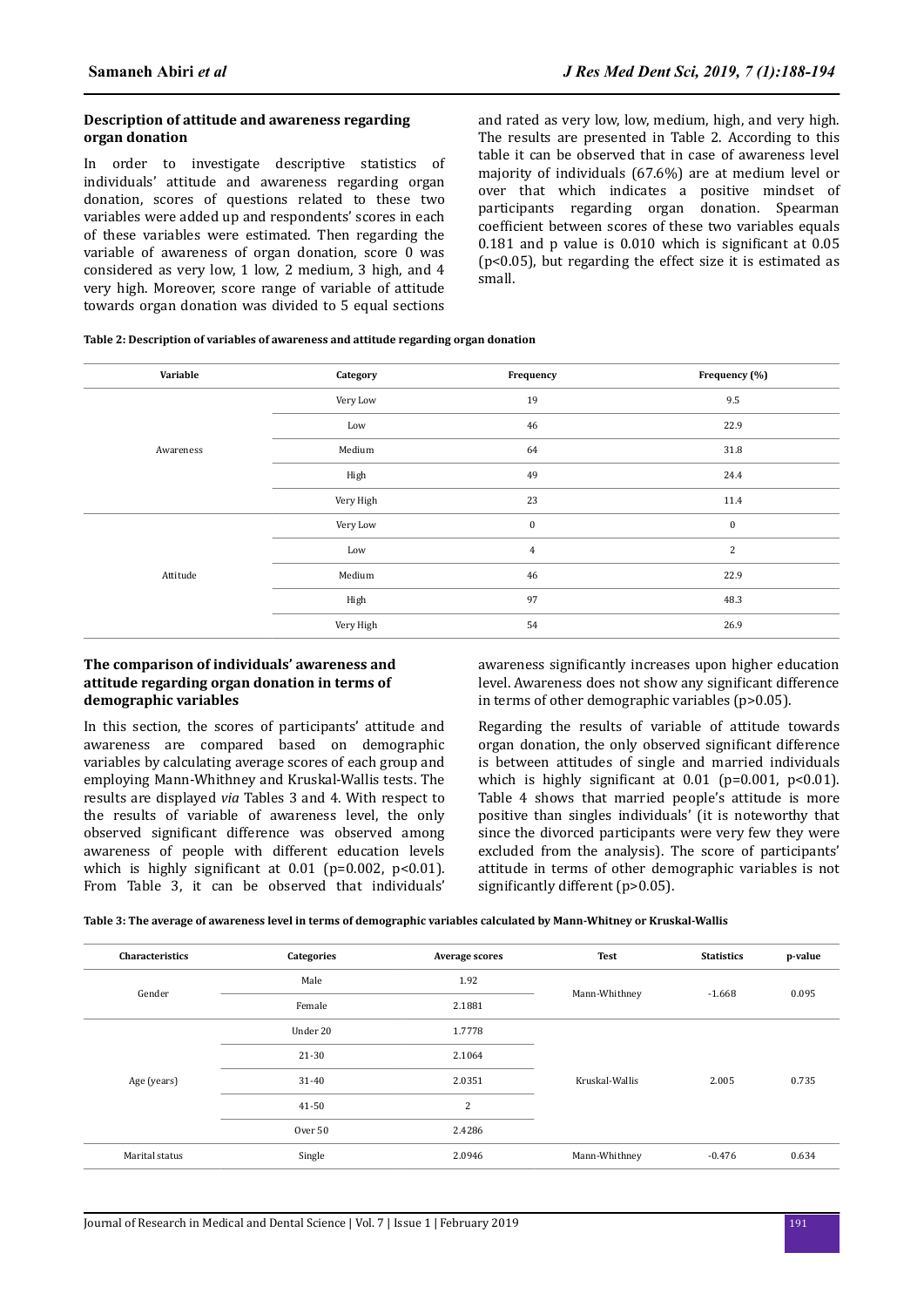### Description of attitude and awareness regarding organ donation

In order to investigate descriptive statistics of individuals' attitude and awareness regarding organ donation, scores of questions related to these two variables were added up and respondents' scores in each of these variables were estimated. Then regarding the variable of awareness of organ donation, score 0 was considered as very low, 1 low, 2 medium, 3 high, and 4 very high. Moreover, score range of variable of attitude towards organ donation was divided to 5 equal sections and rated as very low, low, medium, high, and very high. The results are presented in Table 2. According to this table it can be observed that in case of awareness level majority of individuals (67.6%) are at medium level or over that which indicates a positive mindset of participants regarding organ donation. Spearman coefficient between scores of these two variables equals 0.181 and p value is 0.010 which is significant at 0.05 ($p<0.05$), but regarding the effect size it is estimated as small.

**Table 2: Description of variables of awareness and attitude regarding organ donation**

| Variable | Category | Frequency | Frequency (%) |
|---|---|---|---|
| Awareness | Very Low | 19 | 9.5 |
| | Low | 46 | 22.9 |
| | Medium | 64 | 31.8 |
| | High | 49 | 24.4 |
| | Very High | 23 | 11.4 |
| Attitude | Very Low | 0 | 0 |
| | Low | 4 | 2 |
| | Medium | 46 | 22.9 |
| | High | 97 | 48.3 |
| | Very High | 54 | 26.9 |

### The comparison of individuals' awareness and attitude regarding organ donation in terms of demographic variables

In this section, the scores of participants' attitude and awareness are compared based on demographic variables by calculating average scores of each group and employing Mann-Whithney and Kruskal-Wallis tests. The results are displayed *via* Tables 3 and 4. With respect to the results of variable of awareness level, the only observed significant difference was observed among awareness of people with different education levels which is highly significant at 0.01 ($p=0.002$, $p<0.01$). From Table 3, it can be observed that individuals' awareness significantly increases upon higher education level. Awareness does not show any significant difference in terms of other demographic variables ($p>0.05$).

Regarding the results of variable of attitude towards organ donation, the only observed significant difference is between attitudes of single and married individuals which is highly significant at 0.01 ($p=0.001$, $p<0.01$). Table 4 shows that married people's attitude is more positive than singles individuals' (it is noteworthy that since the divorced participants were very few they were excluded from the analysis). The score of participants' attitude in terms of other demographic variables is not significantly different ($p>0.05$).

**Table 3: The average of awareness level in terms of demographic variables calculated by Mann-Whitney or Kruskal-Wallis**

| Characteristics | Categories | Average scores | Test | Statistics | p-value |
|---|---|---|---|---|---|
| Gender | Male | 1.92 | Mann-Whithney | -1.668 | 0.095 |
| | Female | 2.1881 | | | |
| Age (years) | Under 20 | 1.7778 | Kruskal-Wallis | 2.005 | 0.735 |
| | 21-30 | 2.1064 | | | |
| | 31-40 | 2.0351 | | | |
| | 41-50 | 2 | | | |
| | Over 50 | 2.4286 | | | |
| Marital status | Single | 2.0946 | Mann-Whithney | -0.476 | 0.634 |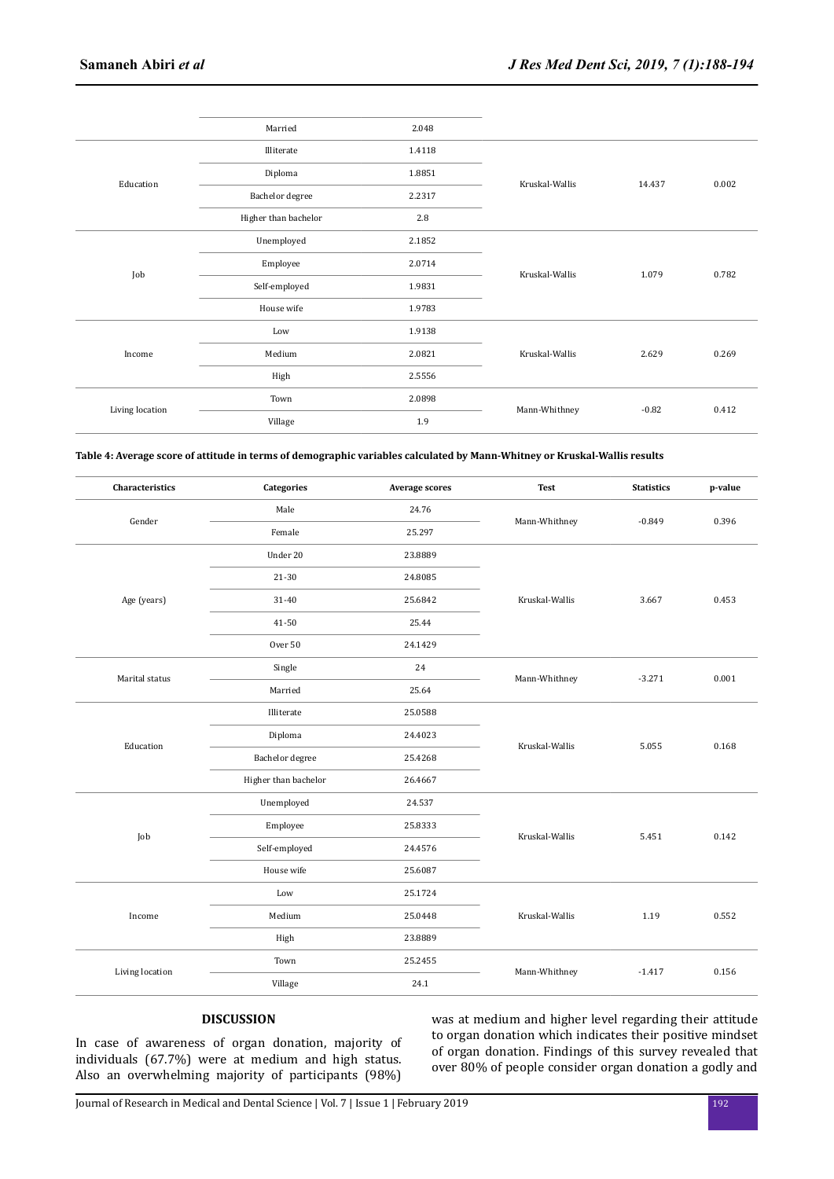| | Married | 2.048 | | | |
|---|---|---|---|---|---|
| Education | Illiterate | 1.4118 | Kruskal-Wallis | 14.437 | 0.002 |
| | Diploma | 1.8851 | | | |
| | Bachelor degree | 2.2317 | | | |
| | Higher than bachelor | 2.8 | | | |
| Job | Unemployed | 2.1852 | Kruskal-Wallis | 1.079 | 0.782 |
| | Employee | 2.0714 | | | |
| | Self-employed | 1.9831 | | | |
| | House wife | 1.9783 | | | |
| Income | Low | 1.9138 | Kruskal-Wallis | 2.629 | 0.269 |
| | Medium | 2.0821 | | | |
| | High | 2.5556 | | | |
| Living location | Town | 2.0898 | Mann-Whithney | -0.82 | 0.412 |
| | Village | 1.9 | | | |

**Table 4: Average score of attitude in terms of demographic variables calculated by Mann-Whitney or Kruskal-Wallis results**

| Characteristics | Categories | Average scores | Test | Statistics | p-value |
|---|---|---|---|---|---|
| Gender | Male | 24.76 | Mann-Whithney | -0.849 | 0.396 |
| | Female | 25.297 | | | |
| Age (years) | Under 20 | 23.8889 | Kruskal-Wallis | 3.667 | 0.453 |
| | 21-30 | 24.8085 | | | |
| | 31-40 | 25.6842 | | | |
| | 41-50 | 25.44 | | | |
| | Over 50 | 24.1429 | | | |
| Marital status | Single | 24 | Mann-Whithney | -3.271 | 0.001 |
| | Married | 25.64 | | | |
| Education | Illiterate | 25.0588 | Kruskal-Wallis | 5.055 | 0.168 |
| | Diploma | 24.4023 | | | |
| | Bachelor degree | 25.4268 | | | |
| | Higher than bachelor | 26.4667 | | | |
| Job | Unemployed | 24.537 | Kruskal-Wallis | 5.451 | 0.142 |
| | Employee | 25.8333 | | | |
| | Self-employed | 24.4576 | | | |
| | House wife | 25.6087 | | | |
| Income | Low | 25.1724 | Kruskal-Wallis | 1.19 | 0.552 |
| | Medium | 25.0448 | | | |
| | High | 23.8889 | | | |
| Living location | Town | 25.2455 | Mann-Whithney | -1.417 | 0.156 |
| | Village | 24.1 | | | |

## DISCUSSION

In case of awareness of organ donation, majority of individuals (67.7%) were at medium and high status. Also an overwhelming majority of participants (98%) was at medium and higher level regarding their attitude to organ donation which indicates their positive mindset of organ donation. Findings of this survey revealed that over 80% of people consider organ donation a godly and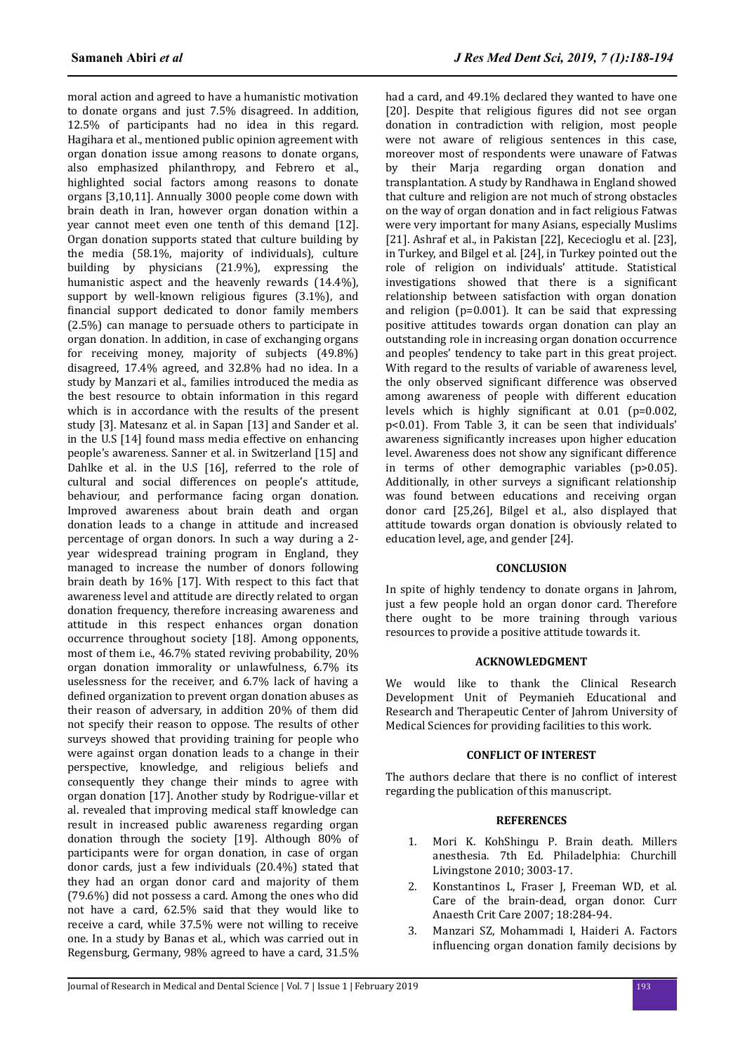moral action and agreed to have a humanistic motivation to donate organs and just 7.5% disagreed. In addition, 12.5% of participants had no idea in this regard. Hagihara et al., mentioned public opinion agreement with organ donation issue among reasons to donate organs, also emphasized philanthropy, and Febrero et al., highlighted social factors among reasons to donate organs [3,10,11]. Annually 3000 people come down with brain death in Iran, however organ donation within a year cannot meet even one tenth of this demand [12]. Organ donation supports stated that culture building by the media (58.1%, majority of individuals), culture building by physicians (21.9%), expressing the humanistic aspect and the heavenly rewards (14.4%), support by well-known religious figures (3.1%), and financial support dedicated to donor family members (2.5%) can manage to persuade others to participate in organ donation. In addition, in case of exchanging organs for receiving money, majority of subjects (49.8%) disagreed, 17.4% agreed, and 32.8% had no idea. In a study by Manzari et al., families introduced the media as the best resource to obtain information in this regard which is in accordance with the results of the present study [3]. Matesanz et al. in Sapan [13] and Sander et al. in the U.S [14] found mass media effective on enhancing people's awareness. Sanner et al. in Switzerland [15] and Dahlke et al. in the U.S [16], referred to the role of cultural and social differences on people's attitude, behaviour, and performance facing organ donation. Improved awareness about brain death and organ donation leads to a change in attitude and increased percentage of organ donors. In such a way during a 2-year widespread training program in England, they managed to increase the number of donors following brain death by 16% [17]. With respect to this fact that awareness level and attitude are directly related to organ donation frequency, therefore increasing awareness and attitude in this respect enhances organ donation occurrence throughout society [18]. Among opponents, most of them i.e., 46.7% stated reviving probability, 20% organ donation immorality or unlawfulness, 6.7% its uselessness for the receiver, and 6.7% lack of having a defined organization to prevent organ donation abuses as their reason of adversary, in addition 20% of them did not specify their reason to oppose. The results of other surveys showed that providing training for people who were against organ donation leads to a change in their perspective, knowledge, and religious beliefs and consequently they change their minds to agree with organ donation [17]. Another study by Rodrigue-villar et al. revealed that improving medical staff knowledge can result in increased public awareness regarding organ donation through the society [19]. Although 80% of participants were for organ donation, in case of organ donor cards, just a few individuals (20.4%) stated that they had an organ donor card and majority of them (79.6%) did not possess a card. Among the ones who did not have a card, 62.5% said that they would like to receive a card, while 37.5% were not willing to receive one. In a study by Banas et al., which was carried out in Regensburg, Germany, 98% agreed to have a card, 31.5% had a card, and 49.1% declared they wanted to have one [20]. Despite that religious figures did not see organ donation in contradiction with religion, most people were not aware of religious sentences in this case, moreover most of respondents were unaware of Fatwas by their Marja regarding organ donation and transplantation. A study by Randhawa in England showed that culture and religion are not much of strong obstacles on the way of organ donation and in fact religious Fatwas were very important for many Asians, especially Muslims [21]. Ashraf et al., in Pakistan [22], Kececioglu et al. [23], in Turkey, and Bilgel et al. [24], in Turkey pointed out the role of religion on individuals' attitude. Statistical investigations showed that there is a significant relationship between satisfaction with organ donation and religion ($p=0.001$). It can be said that expressing positive attitudes towards organ donation can play an outstanding role in increasing organ donation occurrence and peoples' tendency to take part in this great project. With regard to the results of variable of awareness level, the only observed significant difference was observed among awareness of people with different education levels which is highly significant at 0.01 ($p=0.002$, $p<0.01$). From Table 3, it can be seen that individuals' awareness significantly increases upon higher education level. Awareness does not show any significant difference in terms of other demographic variables ($p>0.05$). Additionally, in other surveys a significant relationship was found between educations and receiving organ donor card [25,26], Bilgel et al., also displayed that attitude towards organ donation is obviously related to education level, age, and gender [24].

## CONCLUSION

In spite of highly tendency to donate organs in Jahrom, just a few people hold an organ donor card. Therefore there ought to be more training through various resources to provide a positive attitude towards it.

## ACKNOWLEDGMENT

We would like to thank the Clinical Research Development Unit of Peymanieh Educational and Research and Therapeutic Center of Jahrom University of Medical Sciences for providing facilities to this work.

## CONFLICT OF INTEREST

The authors declare that there is no conflict of interest regarding the publication of this manuscript.

## REFERENCES

1. Mori K. KohShingu P. Brain death. Millers anesthesia. 7th Ed. Philadelphia: Churchill Livingstone 2010; 3003-17.
2. Konstantinos L, Fraser J, Freeman WD, et al. Care of the brain-dead, organ donor. Curr Anaesth Crit Care 2007; 18:284-94.
3. Manzari SZ, Mohammadi I, Haideri A. Factors influencing organ donation family decisions by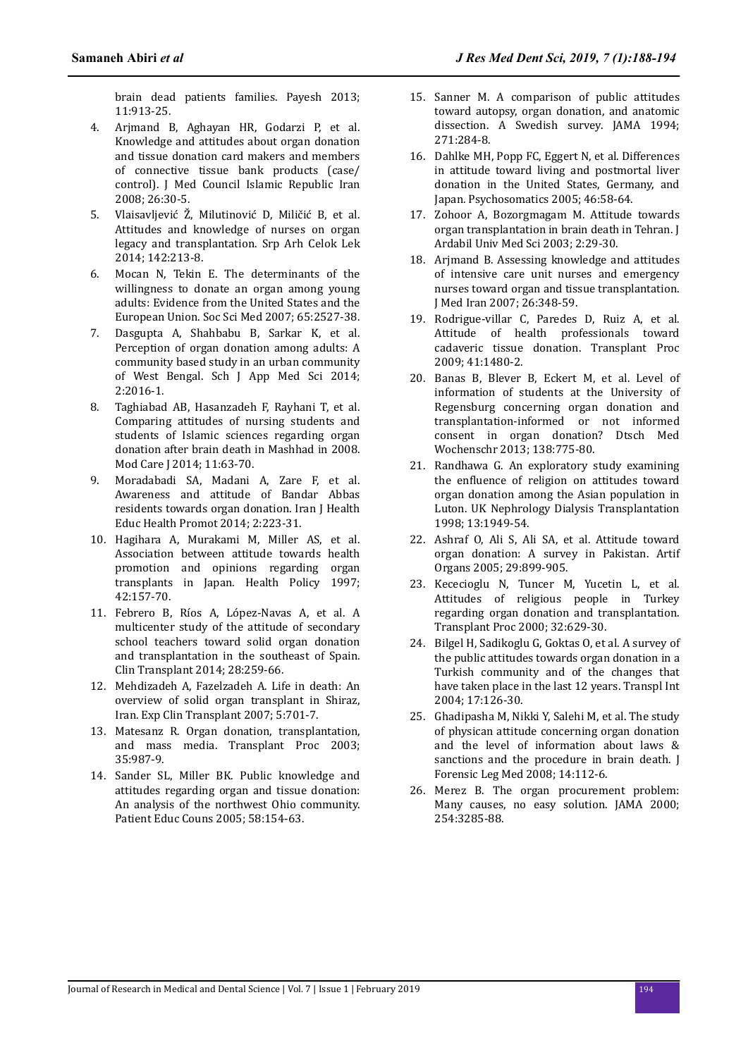brain dead patients families. Payesh 2013; 11:913-25.

4. Arjmand B, Aghayan HR, Godarzi P, et al. Knowledge and attitudes about organ donation and tissue donation card makers and members of connective tissue bank products (case/control). J Med Council Islamic Republic Iran 2008; 26:30-5.
5. Vlaisavljević Ž, Milutinović D, Miličić B, et al. Attitudes and knowledge of nurses on organ legacy and transplantation. Srp Arh Celok Lek 2014; 142:213-8.
6. Mocan N, Tekin E. The determinants of the willingness to donate an organ among young adults: Evidence from the United States and the European Union. Soc Sci Med 2007; 65:2527-38.
7. Dasgupta A, Shahbabu B, Sarkar K, et al. Perception of organ donation among adults: A community based study in an urban community of West Bengal. Sch J App Med Sci 2014; 2:2016-1.
8. Taghiabad AB, Hasanzadeh F, Rayhani T, et al. Comparing attitudes of nursing students and students of Islamic sciences regarding organ donation after brain death in Mashhad in 2008. Mod Care J 2014; 11:63-70.
9. Moradabadi SA, Madani A, Zare F, et al. Awareness and attitude of Bandar Abbas residents towards organ donation. Iran J Health Educ Health Promot 2014; 2:223-31.
10. Hagihara A, Murakami M, Miller AS, et al. Association between attitude towards health promotion and opinions regarding organ transplants in Japan. Health Policy 1997; 42:157-70.
11. Febrero B, Ríos A, López-Navas A, et al. A multicenter study of the attitude of secondary school teachers toward solid organ donation and transplantation in the southeast of Spain. Clin Transplant 2014; 28:259-66.
12. Mehdizadeh A, Fazelzadeh A. Life in death: An overview of solid organ transplant in Shiraz, Iran. Exp Clin Transplant 2007; 5:701-7.
13. Matesanz R. Organ donation, transplantation, and mass media. Transplant Proc 2003; 35:987-9.
14. Sander SL, Miller BK. Public knowledge and attitudes regarding organ and tissue donation: An analysis of the northwest Ohio community. Patient Educ Couns 2005; 58:154-63.
15. Sanner M. A comparison of public attitudes toward autopsy, organ donation, and anatomic dissection. A Swedish survey. JAMA 1994; 271:284-8.
16. Dahlke MH, Popp FC, Eggert N, et al. Differences in attitude toward living and postmortal liver donation in the United States, Germany, and Japan. Psychosomatics 2005; 46:58-64.
17. Zohoor A, Bozorgmagam M. Attitude towards organ transplantation in brain death in Tehran. J Ardabil Univ Med Sci 2003; 2:29-30.
18. Arjmand B. Assessing knowledge and attitudes of intensive care unit nurses and emergency nurses toward organ and tissue transplantation. J Med Iran 2007; 26:348-59.
19. Rodrigue-villar C, Paredes D, Ruiz A, et al. Attitude of health professionals toward cadaveric tissue donation. Transplant Proc 2009; 41:1480-2.
20. Banas B, Blever B, Eckert M, et al. Level of information of students at the University of Regensburg concerning organ donation and transplantation-informed or not informed consent in organ donation? Dtsch Med Wochenschr 2013; 138:775-80.
21. Randhawa G. An exploratory study examining the enfluence of religion on attitudes toward organ donation among the Asian population in Luton. UK Nephrology Dialysis Transplantation 1998; 13:1949-54.
22. Ashraf O, Ali S, Ali SA, et al. Attitude toward organ donation: A survey in Pakistan. Artif Organs 2005; 29:899-905.
23. Kececioglu N, Tuncer M, Yucetin L, et al. Attitudes of religious people in Turkey regarding organ donation and transplantation. Transplant Proc 2000; 32:629-30.
24. Bilgel H, Sadikoglu G, Goktas O, et al. A survey of the public attitudes towards organ donation in a Turkish community and of the changes that have taken place in the last 12 years. Transpl Int 2004; 17:126-30.
25. Ghadipasha M, Nikki Y, Salehi M, et al. The study of physican attitude concerning organ donation and the level of information about laws & sanctions and the procedure in brain death. J Forensic Leg Med 2008; 14:112-6.
26. Merez B. The organ procurement problem: Many causes, no easy solution. JAMA 2000; 254:3285-88.